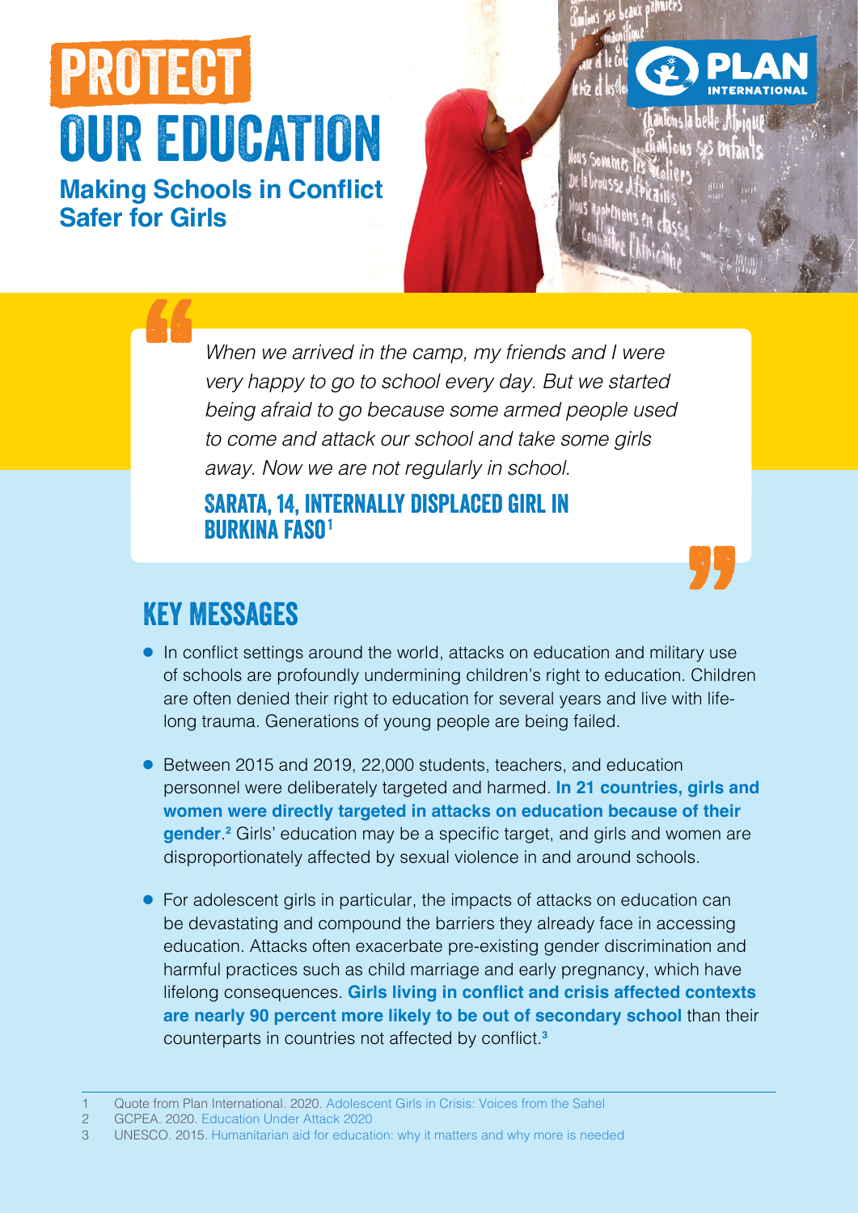# PROTECT OUR EDUCATION

## Making Schools in Conflict Safer for Girls

> *When we arrived in the camp, my friends and I were very happy to go to school every day. But we started being afraid to go because some armed people used to come and attack our school and take some girls away. Now we are not regularly in school.*
>
> **SARATA, 14, INTERNALLY DISPLACED GIRL IN BURKINA FASO**[1]

## KEY MESSAGES

- In conflict settings around the world, attacks on education and military use of schools are profoundly undermining children's right to education. Children are often denied their right to education for several years and live with life-long trauma. Generations of young people are being failed.

- Between 2015 and 2019, 22,000 students, teachers, and education personnel were deliberately targeted and harmed. **In 21 countries, girls and women were directly targeted in attacks on education because of their gender**.[2] Girls' education may be a specific target, and girls and women are disproportionately affected by sexual violence in and around schools.

- For adolescent girls in particular, the impacts of attacks on education can be devastating and compound the barriers they already face in accessing education. Attacks often exacerbate pre-existing gender discrimination and harmful practices such as child marriage and early pregnancy, which have lifelong consequences. **Girls living in conflict and crisis affected contexts are nearly 90 percent more likely to be out of secondary school** than their counterparts in countries not affected by conflict.[3]

---

1 Quote from Plan International. 2020. Adolescent Girls in Crisis: Voices from the Sahel
2 GCPEA. 2020. Education Under Attack 2020
3 UNESCO. 2015. Humanitarian aid for education: why it matters and why more is needed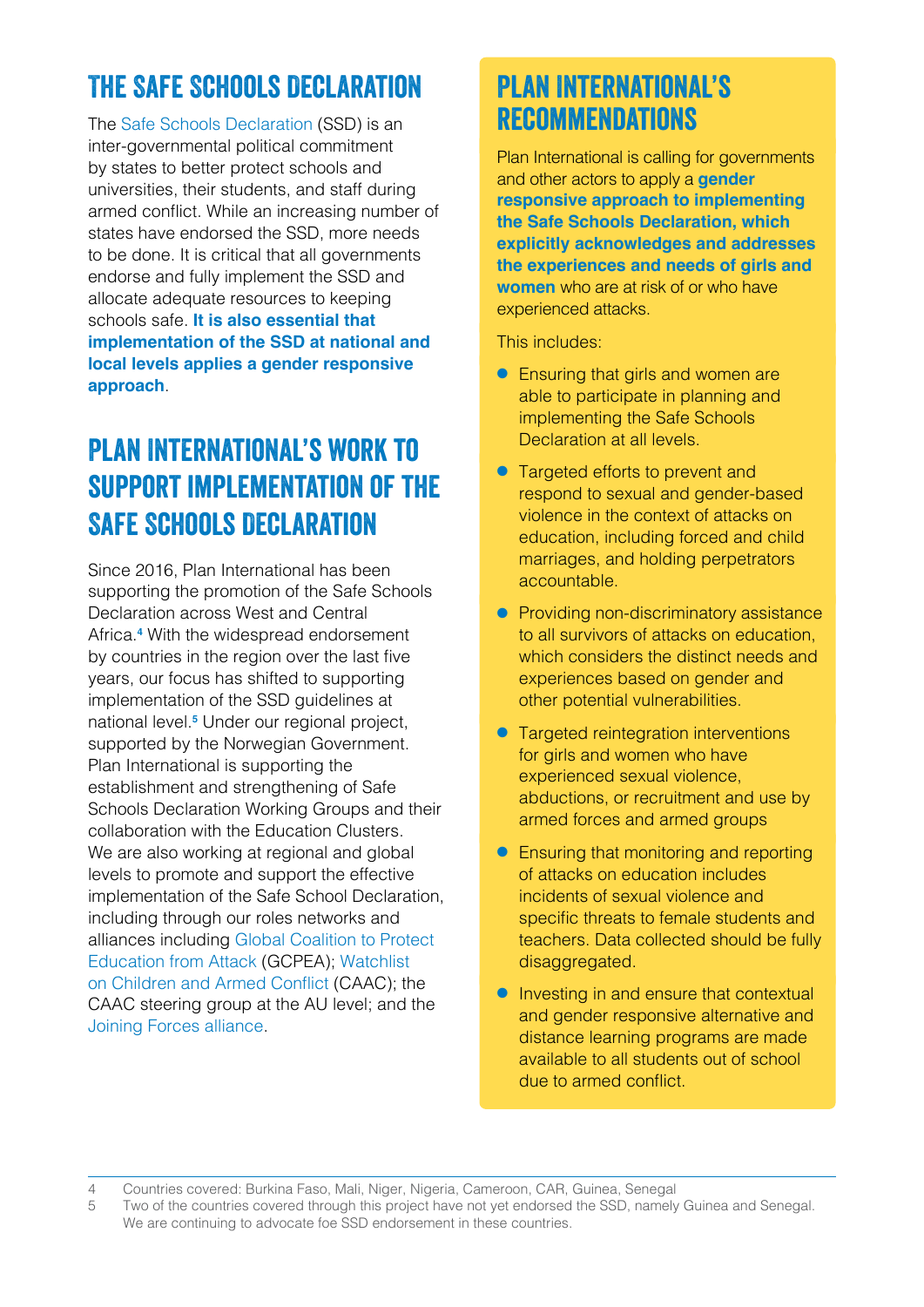## THE SAFE SCHOOLS DECLARATION

The Safe Schools Declaration (SSD) is an inter-governmental political commitment by states to better protect schools and universities, their students, and staff during armed conflict. While an increasing number of states have endorsed the SSD, more needs to be done. It is critical that all governments endorse and fully implement the SSD and allocate adequate resources to keeping schools safe. **It is also essential that implementation of the SSD at national and local levels applies a gender responsive approach**.

## PLAN INTERNATIONAL'S WORK TO SUPPORT IMPLEMENTATION OF THE SAFE SCHOOLS DECLARATION

Since 2016, Plan International has been supporting the promotion of the Safe Schools Declaration across West and Central Africa.[4] With the widespread endorsement by countries in the region over the last five years, our focus has shifted to supporting implementation of the SSD guidelines at national level.[5] Under our regional project, supported by the Norwegian Government. Plan International is supporting the establishment and strengthening of Safe Schools Declaration Working Groups and their collaboration with the Education Clusters. We are also working at regional and global levels to promote and support the effective implementation of the Safe School Declaration, including through our roles networks and alliances including Global Coalition to Protect Education from Attack (GCPEA); Watchlist on Children and Armed Conflict (CAAC); the CAAC steering group at the AU level; and the Joining Forces alliance.

## PLAN INTERNATIONAL'S RECOMMENDATIONS

Plan International is calling for governments and other actors to apply a **gender responsive approach to implementing the Safe Schools Declaration, which explicitly acknowledges and addresses the experiences and needs of girls and women** who are at risk of or who have experienced attacks.

This includes:

- Ensuring that girls and women are able to participate in planning and implementing the Safe Schools Declaration at all levels.
- Targeted efforts to prevent and respond to sexual and gender-based violence in the context of attacks on education, including forced and child marriages, and holding perpetrators accountable.
- Providing non-discriminatory assistance to all survivors of attacks on education, which considers the distinct needs and experiences based on gender and other potential vulnerabilities.
- Targeted reintegration interventions for girls and women who have experienced sexual violence, abductions, or recruitment and use by armed forces and armed groups
- Ensuring that monitoring and reporting of attacks on education includes incidents of sexual violence and specific threats to female students and teachers. Data collected should be fully disaggregated.
- Investing in and ensure that contextual and gender responsive alternative and distance learning programs are made available to all students out of school due to armed conflict.

---

4 Countries covered: Burkina Faso, Mali, Niger, Nigeria, Cameroon, CAR, Guinea, Senegal

5 Two of the countries covered through this project have not yet endorsed the SSD, namely Guinea and Senegal. We are continuing to advocate foe SSD endorsement in these countries.